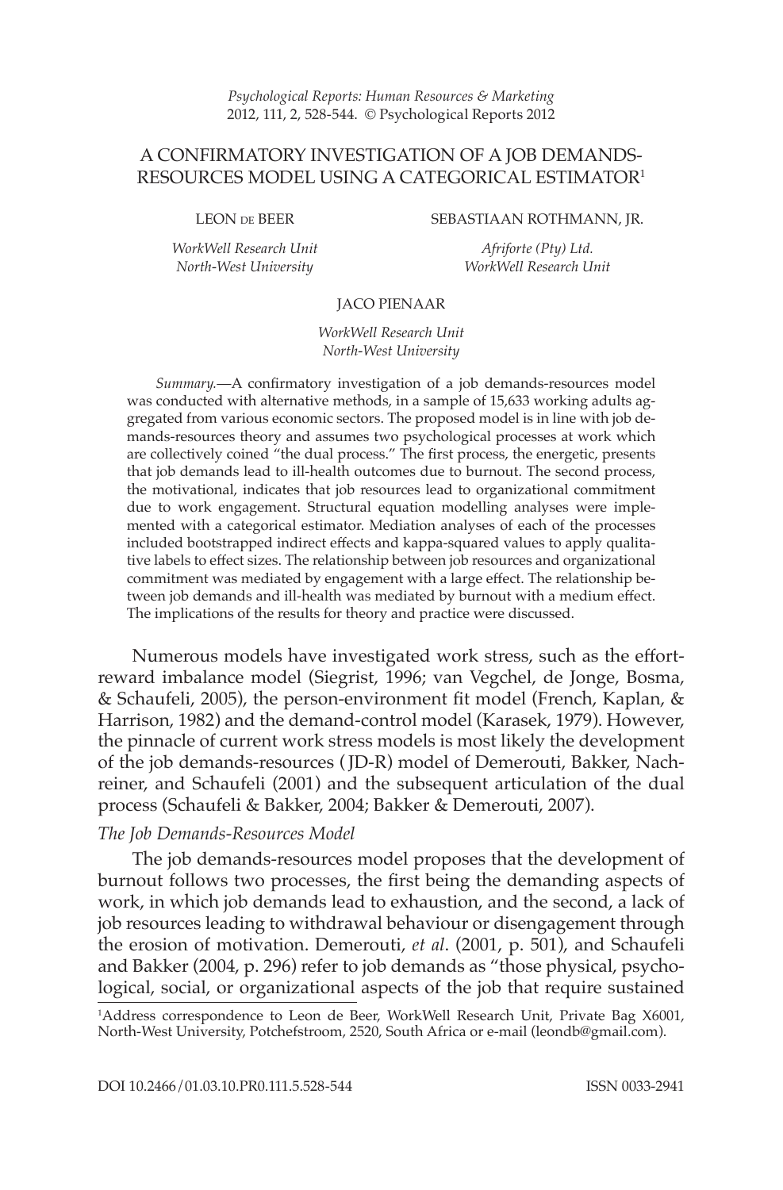# A CONFIRMATORY INVESTIGATION OF A JOB DEMANDS-RESOURCES MODEL USING A CATEGORICAL ESTIMATOR[1]

LEON DE BEER
*WorkWell Research Unit*
*North-West University*

SEBASTIAAN ROTHMANN, JR.
*Afriforte (Pty) Ltd.*
*WorkWell Research Unit*

JACO PIENAAR
*WorkWell Research Unit*
*North-West University*

*Summary.*—A confirmatory investigation of a job demands-resources model was conducted with alternative methods, in a sample of 15,633 working adults aggregated from various economic sectors. The proposed model is in line with job demands-resources theory and assumes two psychological processes at work which are collectively coined "the dual process." The first process, the energetic, presents that job demands lead to ill-health outcomes due to burnout. The second process, the motivational, indicates that job resources lead to organizational commitment due to work engagement. Structural equation modelling analyses were implemented with a categorical estimator. Mediation analyses of each of the processes included bootstrapped indirect effects and kappa-squared values to apply qualitative labels to effect sizes. The relationship between job resources and organizational commitment was mediated by engagement with a large effect. The relationship between job demands and ill-health was mediated by burnout with a medium effect. The implications of the results for theory and practice were discussed.

Numerous models have investigated work stress, such as the effort-reward imbalance model (Siegrist, 1996; van Vegchel, de Jonge, Bosma, & Schaufeli, 2005), the person-environment fit model (French, Kaplan, & Harrison, 1982) and the demand-control model (Karasek, 1979). However, the pinnacle of current work stress models is most likely the development of the job demands-resources (JD-R) model of Demerouti, Bakker, Nachreiner, and Schaufeli (2001) and the subsequent articulation of the dual process (Schaufeli & Bakker, 2004; Bakker & Demerouti, 2007).

*The Job Demands-Resources Model*

The job demands-resources model proposes that the development of burnout follows two processes, the first being the demanding aspects of work, in which job demands lead to exhaustion, and the second, a lack of job resources leading to withdrawal behaviour or disengagement through the erosion of motivation. Demerouti, *et al*. (2001, p. 501), and Schaufeli and Bakker (2004, p. 296) refer to job demands as "those physical, psychological, social, or organizational aspects of the job that require sustained

[1]Address correspondence to Leon de Beer, WorkWell Research Unit, Private Bag X6001, North-West University, Potchefstroom, 2520, South Africa or e-mail (leondb@gmail.com).

DOI 10.2466/01.03.10.PR0.111.5.528-544 ISSN 0033-2941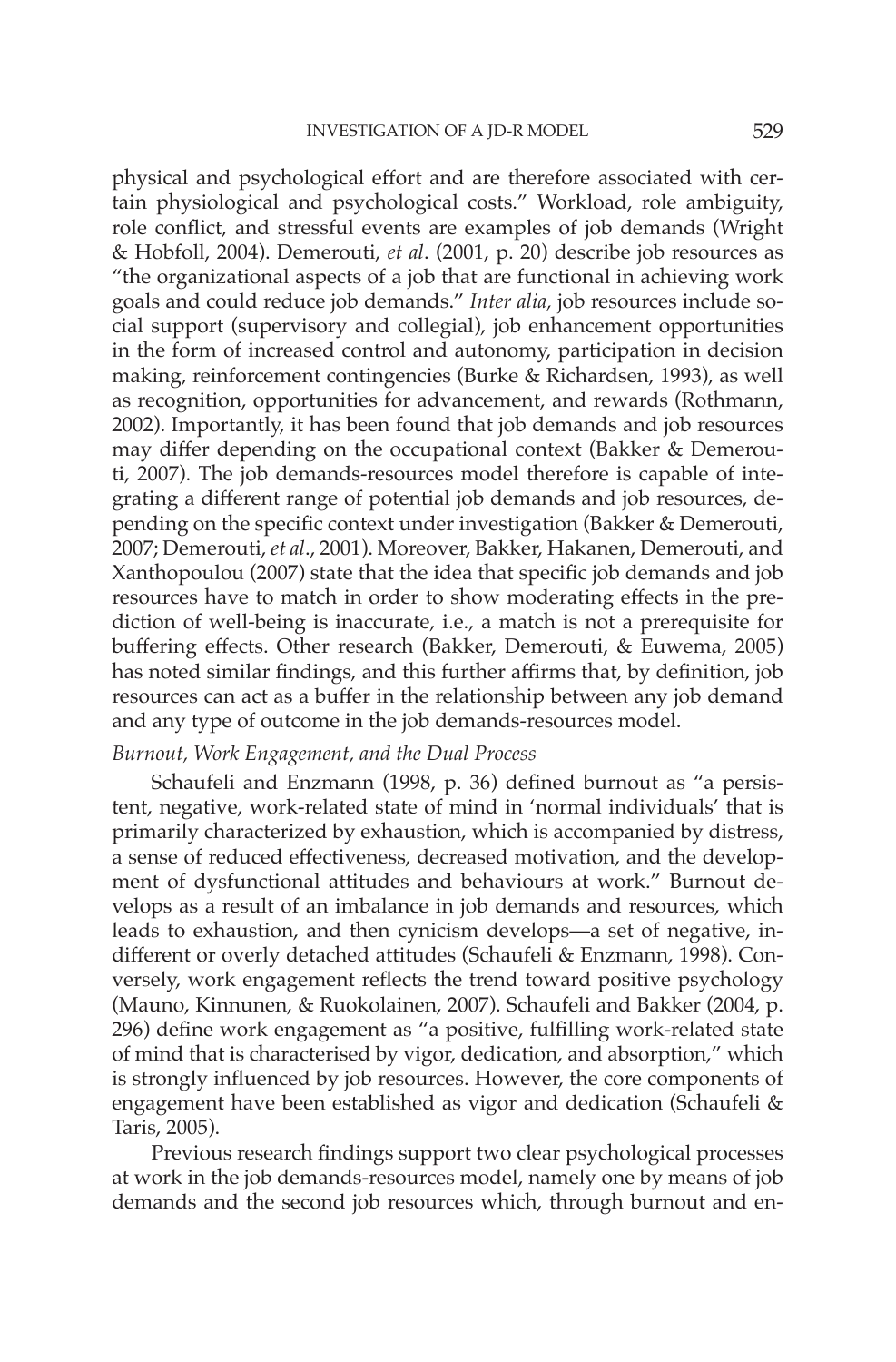physical and psychological effort and are therefore associated with certain physiological and psychological costs." Workload, role ambiguity, role conflict, and stressful events are examples of job demands (Wright & Hobfoll, 2004). Demerouti, *et al*. (2001, p. 20) describe job resources as "the organizational aspects of a job that are functional in achieving work goals and could reduce job demands." *Inter alia,* job resources include social support (supervisory and collegial), job enhancement opportunities in the form of increased control and autonomy, participation in decision making, reinforcement contingencies (Burke & Richardsen, 1993), as well as recognition, opportunities for advancement, and rewards (Rothmann, 2002). Importantly, it has been found that job demands and job resources may differ depending on the occupational context (Bakker & Demerouti, 2007). The job demands-resources model therefore is capable of integrating a different range of potential job demands and job resources, depending on the specific context under investigation (Bakker & Demerouti, 2007; Demerouti, *et al*., 2001). Moreover, Bakker, Hakanen, Demerouti, and Xanthopoulou (2007) state that the idea that specific job demands and job resources have to match in order to show moderating effects in the prediction of well-being is inaccurate, i.e., a match is not a prerequisite for buffering effects. Other research (Bakker, Demerouti, & Euwema, 2005) has noted similar findings, and this further affirms that, by definition, job resources can act as a buffer in the relationship between any job demand and any type of outcome in the job demands-resources model.

### *Burnout, Work Engagement, and the Dual Process*

Schaufeli and Enzmann (1998, p. 36) defined burnout as "a persistent, negative, work-related state of mind in 'normal individuals' that is primarily characterized by exhaustion, which is accompanied by distress, a sense of reduced effectiveness, decreased motivation, and the development of dysfunctional attitudes and behaviours at work." Burnout develops as a result of an imbalance in job demands and resources, which leads to exhaustion, and then cynicism develops—a set of negative, indifferent or overly detached attitudes (Schaufeli & Enzmann, 1998). Conversely, work engagement reflects the trend toward positive psychology (Mauno, Kinnunen, & Ruokolainen, 2007). Schaufeli and Bakker (2004, p. 296) define work engagement as "a positive, fulfilling work-related state of mind that is characterised by vigor, dedication, and absorption," which is strongly influenced by job resources. However, the core components of engagement have been established as vigor and dedication (Schaufeli & Taris, 2005).

Previous research findings support two clear psychological processes at work in the job demands-resources model, namely one by means of job demands and the second job resources which, through burnout and en-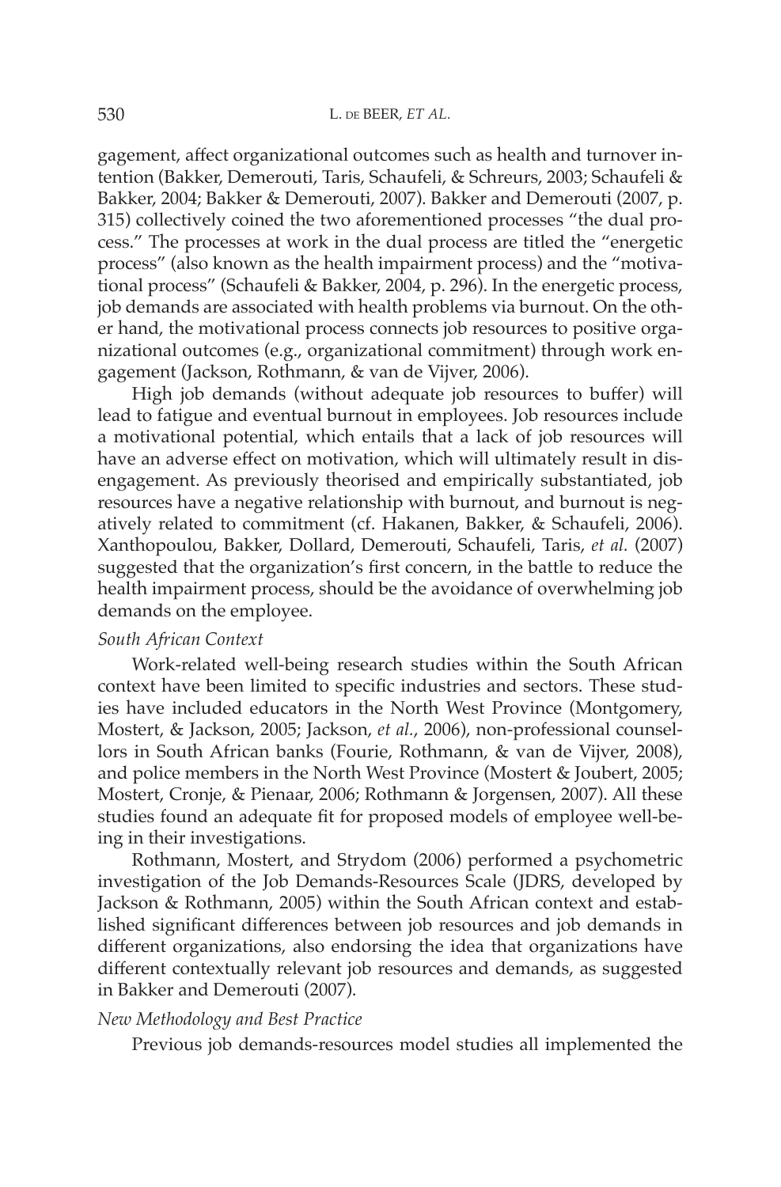gagement, affect organizational outcomes such as health and turnover intention (Bakker, Demerouti, Taris, Schaufeli, & Schreurs, 2003; Schaufeli & Bakker, 2004; Bakker & Demerouti, 2007). Bakker and Demerouti (2007, p. 315) collectively coined the two aforementioned processes "the dual process." The processes at work in the dual process are titled the "energetic process" (also known as the health impairment process) and the "motivational process" (Schaufeli & Bakker, 2004, p. 296). In the energetic process, job demands are associated with health problems via burnout. On the other hand, the motivational process connects job resources to positive organizational outcomes (e.g., organizational commitment) through work engagement (Jackson, Rothmann, & van de Vijver, 2006).

High job demands (without adequate job resources to buffer) will lead to fatigue and eventual burnout in employees. Job resources include a motivational potential, which entails that a lack of job resources will have an adverse effect on motivation, which will ultimately result in disengagement. As previously theorised and empirically substantiated, job resources have a negative relationship with burnout, and burnout is negatively related to commitment (cf. Hakanen, Bakker, & Schaufeli, 2006). Xanthopoulou, Bakker, Dollard, Demerouti, Schaufeli, Taris, *et al.* (2007) suggested that the organization's first concern, in the battle to reduce the health impairment process, should be the avoidance of overwhelming job demands on the employee.

### *South African Context*

Work-related well-being research studies within the South African context have been limited to specific industries and sectors. These studies have included educators in the North West Province (Montgomery, Mostert, & Jackson, 2005; Jackson, *et al.*, 2006), non-professional counsellors in South African banks (Fourie, Rothmann, & van de Vijver, 2008), and police members in the North West Province (Mostert & Joubert, 2005; Mostert, Cronje, & Pienaar, 2006; Rothmann & Jorgensen, 2007). All these studies found an adequate fit for proposed models of employee well-being in their investigations.

Rothmann, Mostert, and Strydom (2006) performed a psychometric investigation of the Job Demands-Resources Scale (JDRS, developed by Jackson & Rothmann, 2005) within the South African context and established significant differences between job resources and job demands in different organizations, also endorsing the idea that organizations have different contextually relevant job resources and demands, as suggested in Bakker and Demerouti (2007).

### *New Methodology and Best Practice*

Previous job demands-resources model studies all implemented the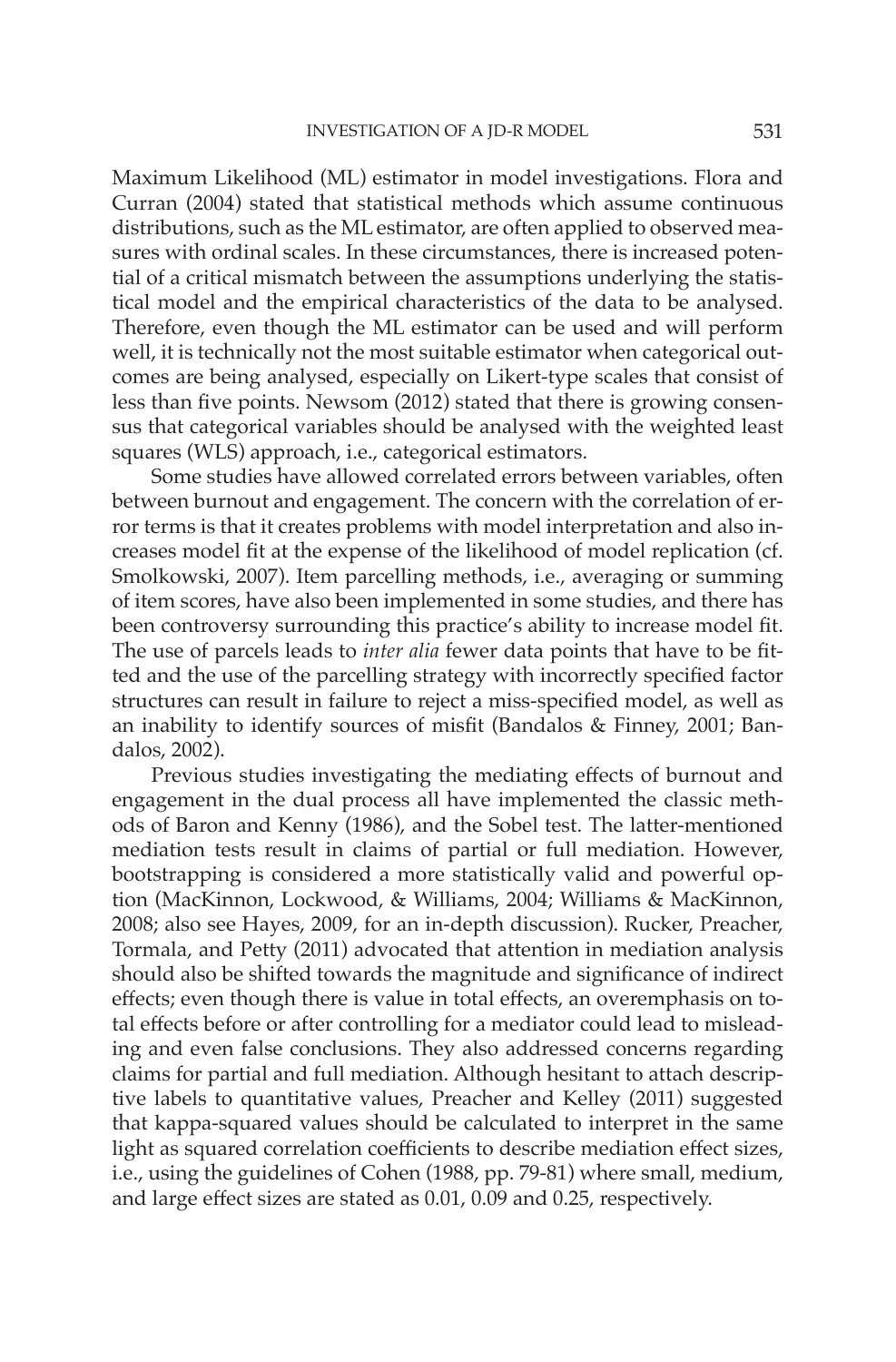Maximum Likelihood (ML) estimator in model investigations. Flora and Curran (2004) stated that statistical methods which assume continuous distributions, such as the ML estimator, are often applied to observed measures with ordinal scales. In these circumstances, there is increased potential of a critical mismatch between the assumptions underlying the statistical model and the empirical characteristics of the data to be analysed. Therefore, even though the ML estimator can be used and will perform well, it is technically not the most suitable estimator when categorical outcomes are being analysed, especially on Likert-type scales that consist of less than five points. Newsom (2012) stated that there is growing consensus that categorical variables should be analysed with the weighted least squares (WLS) approach, i.e., categorical estimators.

Some studies have allowed correlated errors between variables, often between burnout and engagement. The concern with the correlation of error terms is that it creates problems with model interpretation and also increases model fit at the expense of the likelihood of model replication (cf. Smolkowski, 2007). Item parcelling methods, i.e., averaging or summing of item scores, have also been implemented in some studies, and there has been controversy surrounding this practice's ability to increase model fit. The use of parcels leads to *inter alia* fewer data points that have to be fitted and the use of the parcelling strategy with incorrectly specified factor structures can result in failure to reject a miss-specified model, as well as an inability to identify sources of misfit (Bandalos & Finney, 2001; Bandalos, 2002).

Previous studies investigating the mediating effects of burnout and engagement in the dual process all have implemented the classic methods of Baron and Kenny (1986), and the Sobel test. The latter-mentioned mediation tests result in claims of partial or full mediation. However, bootstrapping is considered a more statistically valid and powerful option (MacKinnon, Lockwood, & Williams, 2004; Williams & MacKinnon, 2008; also see Hayes, 2009, for an in-depth discussion). Rucker, Preacher, Tormala, and Petty (2011) advocated that attention in mediation analysis should also be shifted towards the magnitude and significance of indirect effects; even though there is value in total effects, an overemphasis on total effects before or after controlling for a mediator could lead to misleading and even false conclusions. They also addressed concerns regarding claims for partial and full mediation. Although hesitant to attach descriptive labels to quantitative values, Preacher and Kelley (2011) suggested that kappa-squared values should be calculated to interpret in the same light as squared correlation coefficients to describe mediation effect sizes, i.e., using the guidelines of Cohen (1988, pp. 79-81) where small, medium, and large effect sizes are stated as 0.01, 0.09 and 0.25, respectively.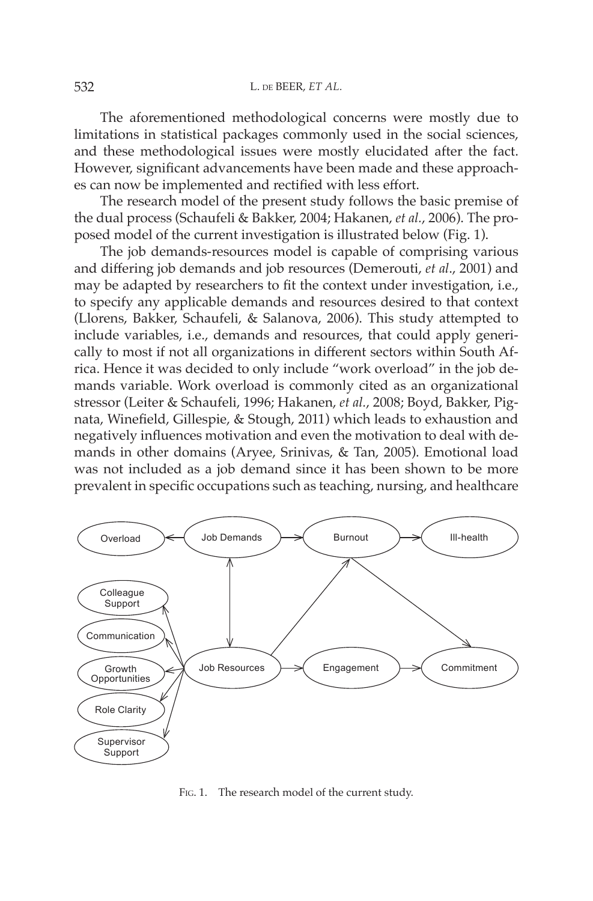The aforementioned methodological concerns were mostly due to limitations in statistical packages commonly used in the social sciences, and these methodological issues were mostly elucidated after the fact. However, significant advancements have been made and these approaches can now be implemented and rectified with less effort.

The research model of the present study follows the basic premise of the dual process (Schaufeli & Bakker, 2004; Hakanen, *et al.*, 2006). The proposed model of the current investigation is illustrated below (Fig. 1).

The job demands-resources model is capable of comprising various and differing job demands and job resources (Demerouti, *et al*., 2001) and may be adapted by researchers to fit the context under investigation, i.e., to specify any applicable demands and resources desired to that context (Llorens, Bakker, Schaufeli, & Salanova, 2006). This study attempted to include variables, i.e., demands and resources, that could apply generically to most if not all organizations in different sectors within South Africa. Hence it was decided to only include "work overload" in the job demands variable. Work overload is commonly cited as an organizational stressor (Leiter & Schaufeli, 1996; Hakanen, *et al.*, 2008; Boyd, Bakker, Pignata, Winefield, Gillespie, & Stough, 2011) which leads to exhaustion and negatively influences motivation and even the motivation to deal with demands in other domains (Aryee, Srinivas, & Tan, 2005). Emotional load was not included as a job demand since it has been shown to be more prevalent in specific occupations such as teaching, nursing, and healthcare

Fig. 1. The research model of the current study.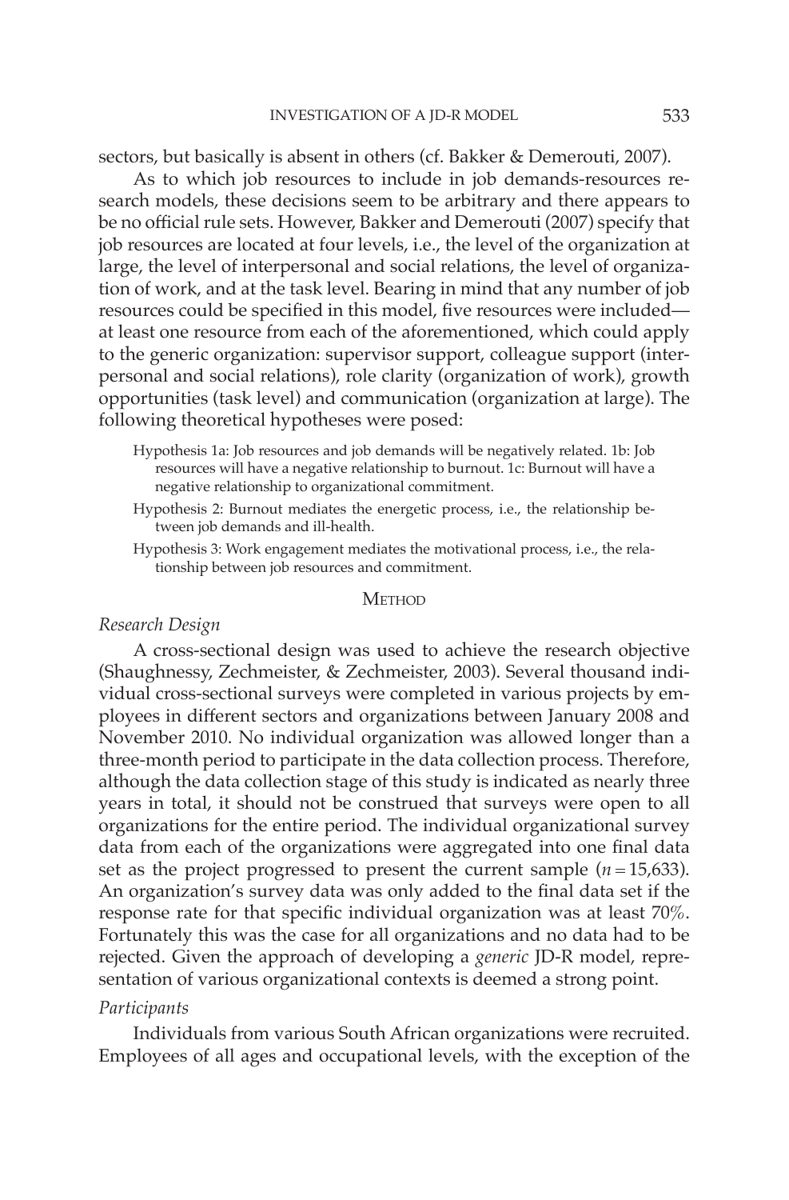sectors, but basically is absent in others (cf. Bakker & Demerouti, 2007).

As to which job resources to include in job demands-resources research models, these decisions seem to be arbitrary and there appears to be no official rule sets. However, Bakker and Demerouti (2007) specify that job resources are located at four levels, i.e., the level of the organization at large, the level of interpersonal and social relations, the level of organization of work, and at the task level. Bearing in mind that any number of job resources could be specified in this model, five resources were included—at least one resource from each of the aforementioned, which could apply to the generic organization: supervisor support, colleague support (interpersonal and social relations), role clarity (organization of work), growth opportunities (task level) and communication (organization at large). The following theoretical hypotheses were posed:

Hypothesis 1a: Job resources and job demands will be negatively related. 1b: Job resources will have a negative relationship to burnout. 1c: Burnout will have a negative relationship to organizational commitment.

Hypothesis 2: Burnout mediates the energetic process, i.e., the relationship between job demands and ill-health.

Hypothesis 3: Work engagement mediates the motivational process, i.e., the relationship between job resources and commitment.

## Method

### *Research Design*

A cross-sectional design was used to achieve the research objective (Shaughnessy, Zechmeister, & Zechmeister, 2003). Several thousand individual cross-sectional surveys were completed in various projects by employees in different sectors and organizations between January 2008 and November 2010. No individual organization was allowed longer than a three-month period to participate in the data collection process. Therefore, although the data collection stage of this study is indicated as nearly three years in total, it should not be construed that surveys were open to all organizations for the entire period. The individual organizational survey data from each of the organizations were aggregated into one final data set as the project progressed to present the current sample ($n = 15{,}633$). An organization's survey data was only added to the final data set if the response rate for that specific individual organization was at least 70%. Fortunately this was the case for all organizations and no data had to be rejected. Given the approach of developing a *generic* JD-R model, representation of various organizational contexts is deemed a strong point.

### *Participants*

Individuals from various South African organizations were recruited. Employees of all ages and occupational levels, with the exception of the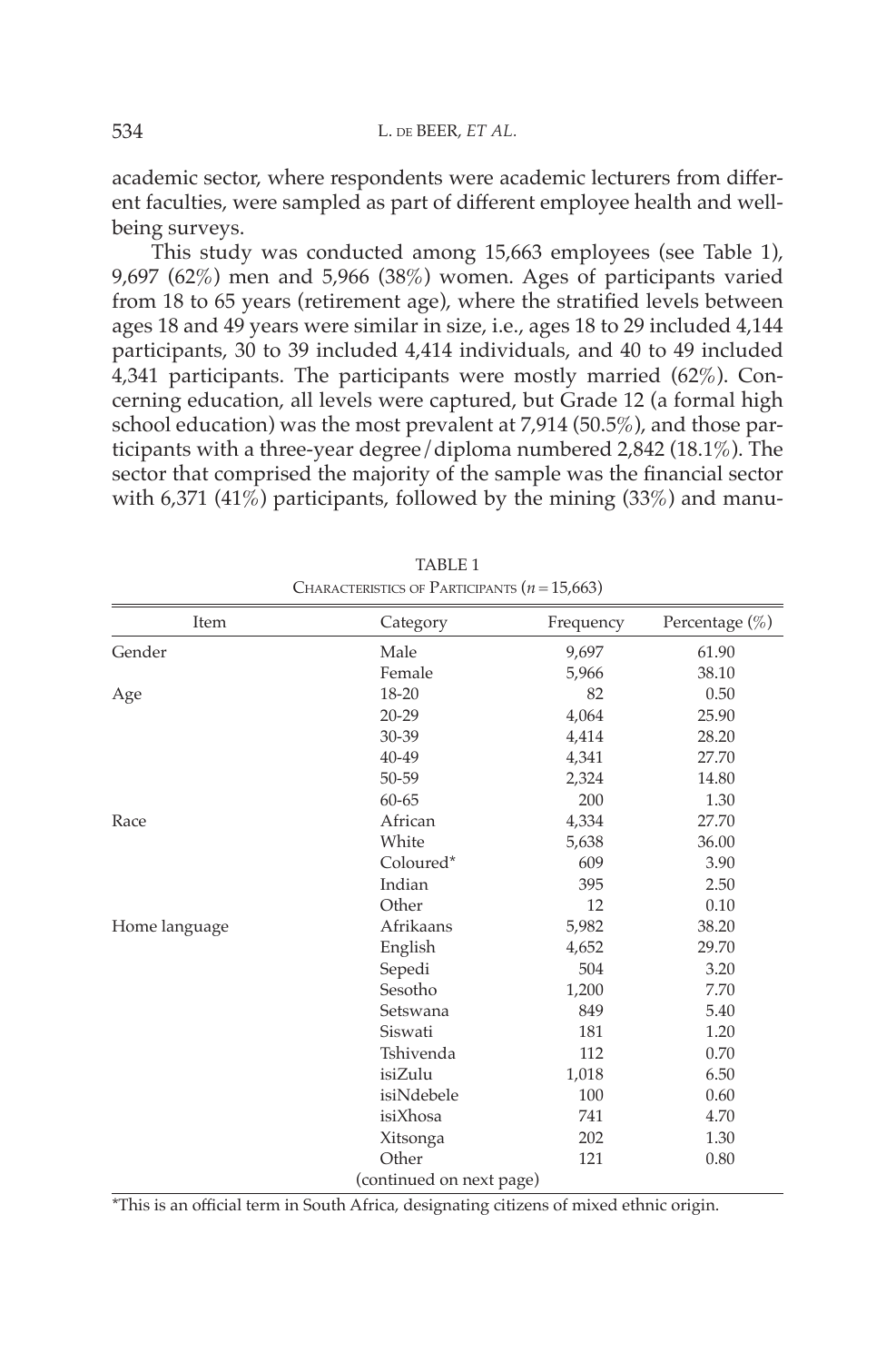academic sector, where respondents were academic lecturers from different faculties, were sampled as part of different employee health and well-being surveys.

This study was conducted among 15,663 employees (see Table 1), 9,697 (62%) men and 5,966 (38%) women. Ages of participants varied from 18 to 65 years (retirement age), where the stratified levels between ages 18 and 49 years were similar in size, i.e., ages 18 to 29 included 4,144 participants, 30 to 39 included 4,414 individuals, and 40 to 49 included 4,341 participants. The participants were mostly married (62%). Concerning education, all levels were captured, but Grade 12 (a formal high school education) was the most prevalent at 7,914 (50.5%), and those participants with a three-year degree/diploma numbered 2,842 (18.1%). The sector that comprised the majority of the sample was the financial sector with 6,371 (41%) participants, followed by the mining (33%) and manu-

TABLE 1
CHARACTERISTICS OF PARTICIPANTS ($n = 15,663$)

| Item | Category | Frequency | Percentage (%) |
|---|---|---|---|
| Gender | Male | 9,697 | 61.90 |
| | Female | 5,966 | 38.10 |
| Age | 18-20 | 82 | 0.50 |
| | 20-29 | 4,064 | 25.90 |
| | 30-39 | 4,414 | 28.20 |
| | 40-49 | 4,341 | 27.70 |
| | 50-59 | 2,324 | 14.80 |
| | 60-65 | 200 | 1.30 |
| Race | African | 4,334 | 27.70 |
| | White | 5,638 | 36.00 |
| | Coloured* | 609 | 3.90 |
| | Indian | 395 | 2.50 |
| | Other | 12 | 0.10 |
| Home language | Afrikaans | 5,982 | 38.20 |
| | English | 4,652 | 29.70 |
| | Sepedi | 504 | 3.20 |
| | Sesotho | 1,200 | 7.70 |
| | Setswana | 849 | 5.40 |
| | Siswati | 181 | 1.20 |
| | Tshivenda | 112 | 0.70 |
| | isiZulu | 1,018 | 6.50 |
| | isiNdebele | 100 | 0.60 |
| | isiXhosa | 741 | 4.70 |
| | Xitsonga | 202 | 1.30 |
| | Other | 121 | 0.80 |

(continued on next page)

*This is an official term in South Africa, designating citizens of mixed ethnic origin.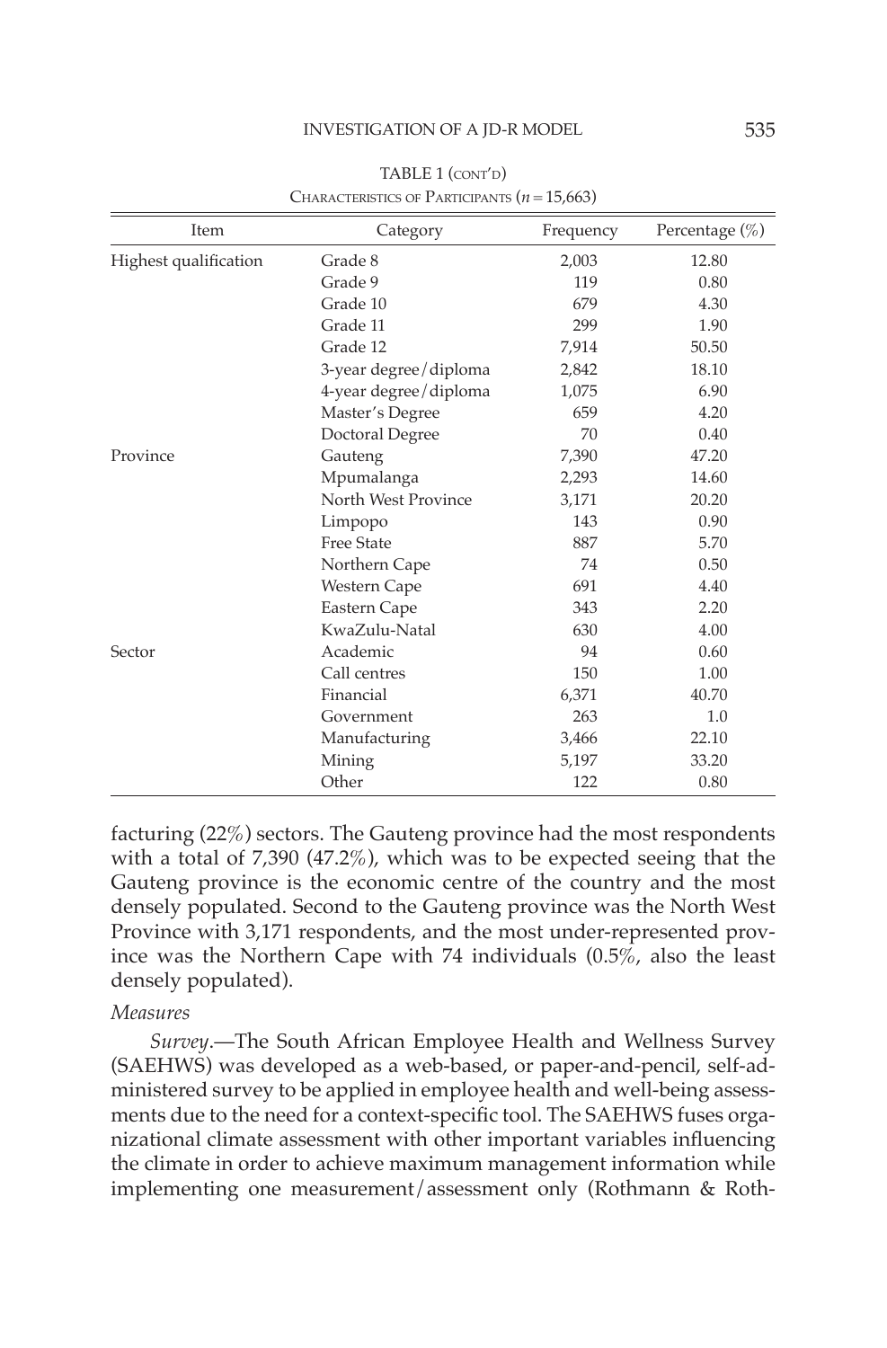TABLE 1 (CONT'D)
CHARACTERISTICS OF PARTICIPANTS ($n = 15{,}663$)

| Item | Category | Frequency | Percentage (%) |
|---|---|---|---|
| Highest qualification | Grade 8 | 2,003 | 12.80 |
| | Grade 9 | 119 | 0.80 |
| | Grade 10 | 679 | 4.30 |
| | Grade 11 | 299 | 1.90 |
| | Grade 12 | 7,914 | 50.50 |
| | 3-year degree/diploma | 2,842 | 18.10 |
| | 4-year degree/diploma | 1,075 | 6.90 |
| | Master's Degree | 659 | 4.20 |
| | Doctoral Degree | 70 | 0.40 |
| Province | Gauteng | 7,390 | 47.20 |
| | Mpumalanga | 2,293 | 14.60 |
| | North West Province | 3,171 | 20.20 |
| | Limpopo | 143 | 0.90 |
| | Free State | 887 | 5.70 |
| | Northern Cape | 74 | 0.50 |
| | Western Cape | 691 | 4.40 |
| | Eastern Cape | 343 | 2.20 |
| | KwaZulu-Natal | 630 | 4.00 |
| Sector | Academic | 94 | 0.60 |
| | Call centres | 150 | 1.00 |
| | Financial | 6,371 | 40.70 |
| | Government | 263 | 1.0 |
| | Manufacturing | 3,466 | 22.10 |
| | Mining | 5,197 | 33.20 |
| | Other | 122 | 0.80 |

facturing (22%) sectors. The Gauteng province had the most respondents with a total of 7,390 (47.2%), which was to be expected seeing that the Gauteng province is the economic centre of the country and the most densely populated. Second to the Gauteng province was the North West Province with 3,171 respondents, and the most under-represented province was the Northern Cape with 74 individuals (0.5%, also the least densely populated).

*Measures*

*Survey*.—The South African Employee Health and Wellness Survey (SAEHWS) was developed as a web-based, or paper-and-pencil, self-administered survey to be applied in employee health and well-being assessments due to the need for a context-specific tool. The SAEHWS fuses organizational climate assessment with other important variables influencing the climate in order to achieve maximum management information while implementing one measurement/assessment only (Rothmann & Roth-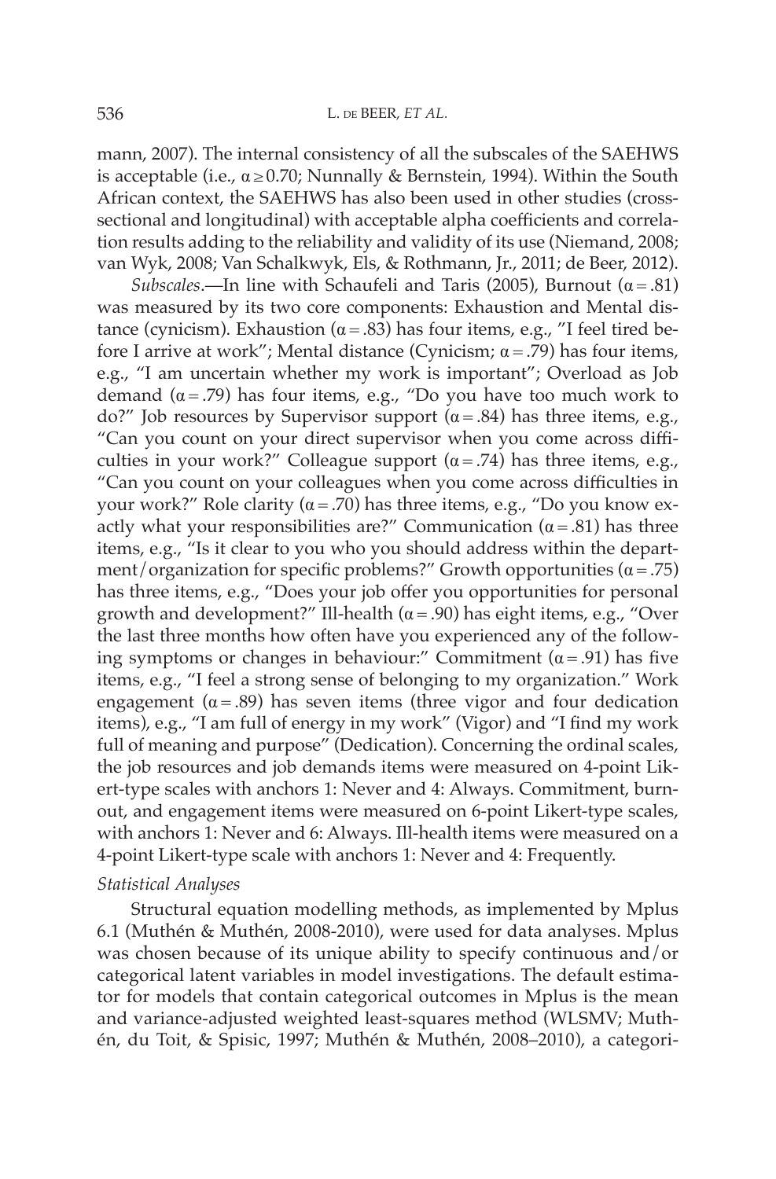mann, 2007). The internal consistency of all the subscales of the SAEHWS is acceptable (i.e., $\alpha \geq 0.70$; Nunnally & Bernstein, 1994). Within the South African context, the SAEHWS has also been used in other studies (cross-sectional and longitudinal) with acceptable alpha coefficients and correlation results adding to the reliability and validity of its use (Niemand, 2008; van Wyk, 2008; Van Schalkwyk, Els, & Rothmann, Jr., 2011; de Beer, 2012).

*Subscales*.—In line with Schaufeli and Taris (2005), Burnout ($\alpha = .81$) was measured by its two core components: Exhaustion and Mental distance (cynicism). Exhaustion ($\alpha = .83$) has four items, e.g., "I feel tired before I arrive at work"; Mental distance (Cynicism; $\alpha = .79$) has four items, e.g., "I am uncertain whether my work is important"; Overload as Job demand ($\alpha = .79$) has four items, e.g., "Do you have too much work to do?" Job resources by Supervisor support ($\alpha = .84$) has three items, e.g., "Can you count on your direct supervisor when you come across difficulties in your work?" Colleague support ($\alpha = .74$) has three items, e.g., "Can you count on your colleagues when you come across difficulties in your work?" Role clarity ($\alpha = .70$) has three items, e.g., "Do you know exactly what your responsibilities are?" Communication ($\alpha = .81$) has three items, e.g., "Is it clear to you who you should address within the department/organization for specific problems?" Growth opportunities ($\alpha = .75$) has three items, e.g., "Does your job offer you opportunities for personal growth and development?" Ill-health ($\alpha = .90$) has eight items, e.g., "Over the last three months how often have you experienced any of the following symptoms or changes in behaviour:" Commitment ($\alpha = .91$) has five items, e.g., "I feel a strong sense of belonging to my organization." Work engagement ($\alpha = .89$) has seven items (three vigor and four dedication items), e.g., "I am full of energy in my work" (Vigor) and "I find my work full of meaning and purpose" (Dedication). Concerning the ordinal scales, the job resources and job demands items were measured on 4-point Likert-type scales with anchors 1: Never and 4: Always. Commitment, burnout, and engagement items were measured on 6-point Likert-type scales, with anchors 1: Never and 6: Always. Ill-health items were measured on a 4-point Likert-type scale with anchors 1: Never and 4: Frequently.

*Statistical Analyses*

Structural equation modelling methods, as implemented by Mplus 6.1 (Muthén & Muthén, 2008-2010), were used for data analyses. Mplus was chosen because of its unique ability to specify continuous and/or categorical latent variables in model investigations. The default estimator for models that contain categorical outcomes in Mplus is the mean and variance-adjusted weighted least-squares method (WLSMV; Muthén, du Toit, & Spisic, 1997; Muthén & Muthén, 2008–2010), a categori-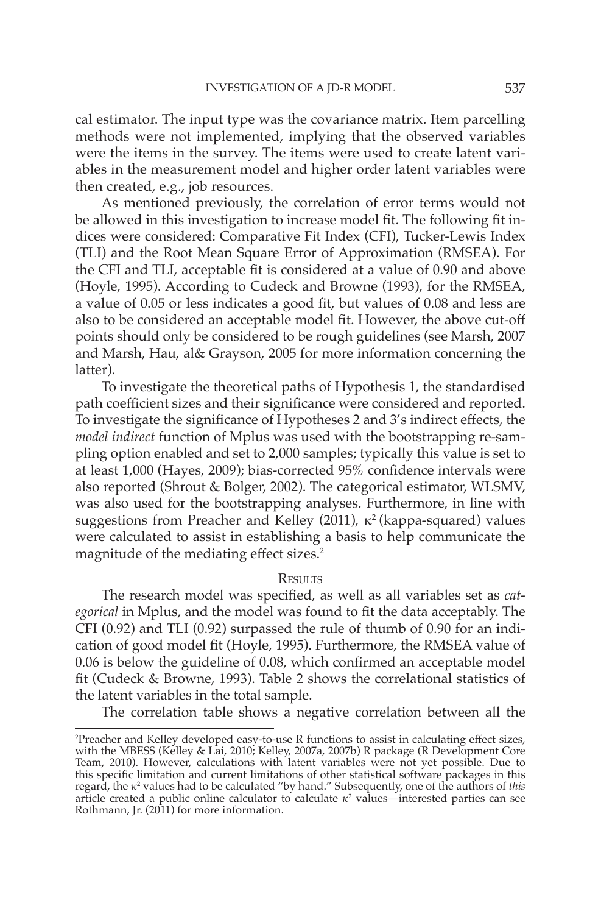cal estimator. The input type was the covariance matrix. Item parcelling methods were not implemented, implying that the observed variables were the items in the survey. The items were used to create latent variables in the measurement model and higher order latent variables were then created, e.g., job resources.

As mentioned previously, the correlation of error terms would not be allowed in this investigation to increase model fit. The following fit indices were considered: Comparative Fit Index (CFI), Tucker-Lewis Index (TLI) and the Root Mean Square Error of Approximation (RMSEA). For the CFI and TLI, acceptable fit is considered at a value of 0.90 and above (Hoyle, 1995). According to Cudeck and Browne (1993), for the RMSEA, a value of 0.05 or less indicates a good fit, but values of 0.08 and less are also to be considered an acceptable model fit. However, the above cut-off points should only be considered to be rough guidelines (see Marsh, 2007 and Marsh, Hau, al& Grayson, 2005 for more information concerning the latter).

To investigate the theoretical paths of Hypothesis 1, the standardised path coefficient sizes and their significance were considered and reported. To investigate the significance of Hypotheses 2 and 3's indirect effects, the *model indirect* function of Mplus was used with the bootstrapping re-sampling option enabled and set to 2,000 samples; typically this value is set to at least 1,000 (Hayes, 2009); bias-corrected 95% confidence intervals were also reported (Shrout & Bolger, 2002). The categorical estimator, WLSMV, was also used for the bootstrapping analyses. Furthermore, in line with suggestions from Preacher and Kelley (2011), $\kappa^2$ (kappa-squared) values were calculated to assist in establishing a basis to help communicate the magnitude of the mediating effect sizes.[2]

## Results

The research model was specified, as well as all variables set as *categorical* in Mplus, and the model was found to fit the data acceptably. The CFI (0.92) and TLI (0.92) surpassed the rule of thumb of 0.90 for an indication of good model fit (Hoyle, 1995). Furthermore, the RMSEA value of 0.06 is below the guideline of 0.08, which confirmed an acceptable model fit (Cudeck & Browne, 1993). Table 2 shows the correlational statistics of the latent variables in the total sample.

The correlation table shows a negative correlation between all the

[2]Preacher and Kelley developed easy-to-use R functions to assist in calculating effect sizes, with the MBESS (Kelley & Lai, 2010; Kelley, 2007a, 2007b) R package (R Development Core Team, 2010). However, calculations with latent variables were not yet possible. Due to this specific limitation and current limitations of other statistical software packages in this regard, the $\kappa^2$ values had to be calculated "by hand." Subsequently, one of the authors of *this* article created a public online calculator to calculate $\kappa^2$ values—interested parties can see Rothmann, Jr. (2011) for more information.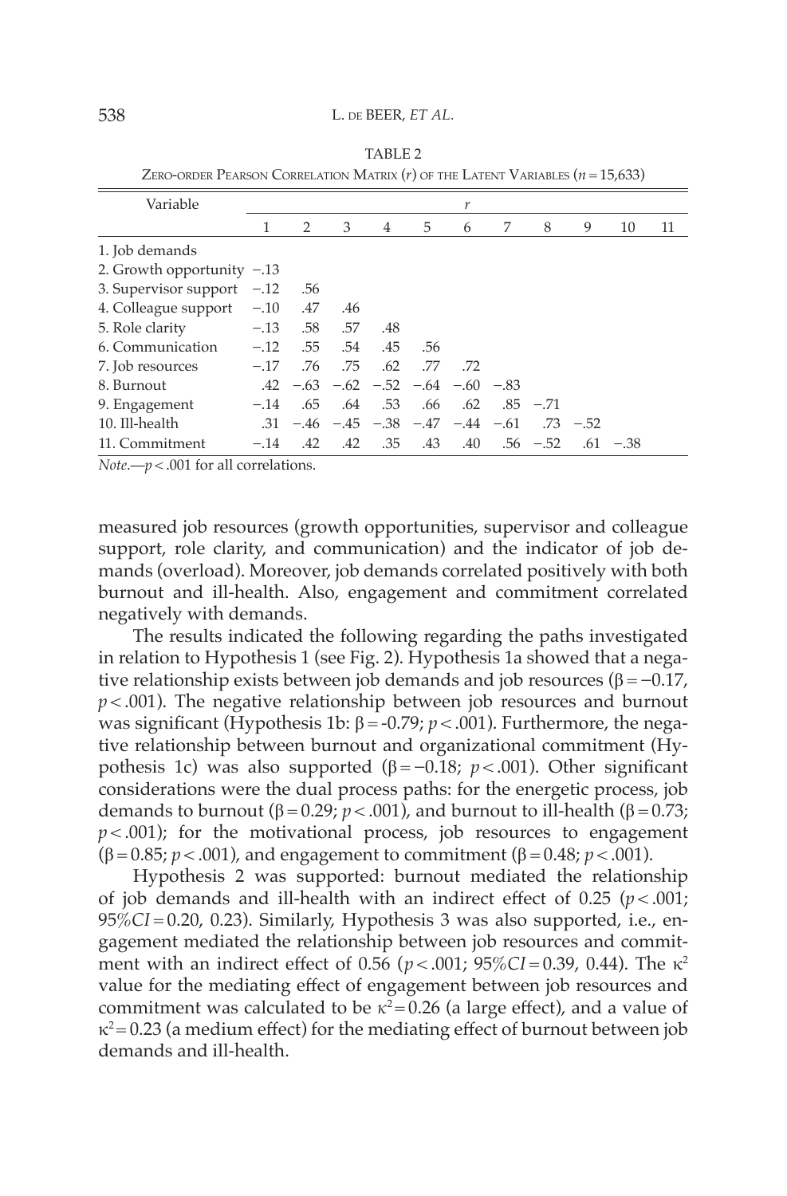TABLE 2

Zero-order Pearson Correlation Matrix ($r$) of the Latent Variables ($n = 15{,}633$)

| Variable | 1 | 2 | 3 | 4 | 5 | 6 | 7 | 8 | 9 | 10 | 11 |
|---|---|---|---|---|---|---|---|---|---|---|---|
| 1. Job demands | | | | | | | | | | | |
| 2. Growth opportunity | −.13 | | | | | | | | | | |
| 3. Supervisor support | −.12 | .56 | | | | | | | | | |
| 4. Colleague support | −.10 | .47 | .46 | | | | | | | | |
| 5. Role clarity | −.13 | .58 | .57 | .48 | | | | | | | |
| 6. Communication | −.12 | .55 | .54 | .45 | .56 | | | | | | |
| 7. Job resources | −.17 | .76 | .75 | .62 | .77 | .72 | | | | | |
| 8. Burnout | .42 | −.63 | −.62 | −.52 | −.64 | −.60 | −.83 | | | | |
| 9. Engagement | −.14 | .65 | .64 | .53 | .66 | .62 | .85 | −.71 | | | |
| 10. Ill-health | .31 | −.46 | −.45 | −.38 | −.47 | −.44 | −.61 | .73 | −.52 | | |
| 11. Commitment | −.14 | .42 | .42 | .35 | .43 | .40 | .56 | −.52 | .61 | −.38 | |

*Note.*—$p < .001$ for all correlations.

measured job resources (growth opportunities, supervisor and colleague support, role clarity, and communication) and the indicator of job demands (overload). Moreover, job demands correlated positively with both burnout and ill-health. Also, engagement and commitment correlated negatively with demands.

The results indicated the following regarding the paths investigated in relation to Hypothesis 1 (see Fig. 2). Hypothesis 1a showed that a negative relationship exists between job demands and job resources ($\beta = -0.17$, $p < .001$). The negative relationship between job resources and burnout was significant (Hypothesis 1b: $\beta = -0.79$; $p < .001$). Furthermore, the negative relationship between burnout and organizational commitment (Hypothesis 1c) was also supported ($\beta = -0.18$; $p < .001$). Other significant considerations were the dual process paths: for the energetic process, job demands to burnout ($\beta = 0.29$; $p < .001$), and burnout to ill-health ($\beta = 0.73$; $p < .001$); for the motivational process, job resources to engagement ($\beta = 0.85$; $p < .001$), and engagement to commitment ($\beta = 0.48$; $p < .001$).

Hypothesis 2 was supported: burnout mediated the relationship of job demands and ill-health with an indirect effect of 0.25 ($p < .001$; $95\%CI = 0.20, 0.23$). Similarly, Hypothesis 3 was also supported, i.e., engagement mediated the relationship between job resources and commitment with an indirect effect of 0.56 ($p < .001$; $95\%CI = 0.39, 0.44$). The $\kappa^2$ value for the mediating effect of engagement between job resources and commitment was calculated to be $\kappa^2 = 0.26$ (a large effect), and a value of $\kappa^2 = 0.23$ (a medium effect) for the mediating effect of burnout between job demands and ill-health.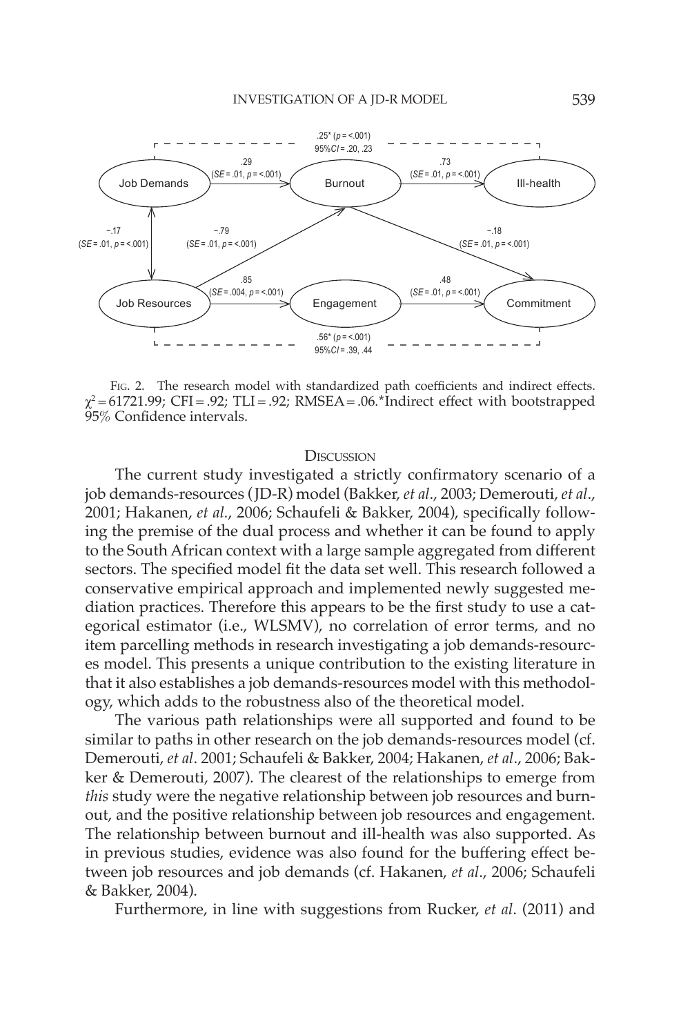Fig. 2. The research model with standardized path coefficients and indirect effects. $\chi^2 = 61721.99$; CFI = .92; TLI = .92; RMSEA = .06.*Indirect effect with bootstrapped 95% Confidence intervals.

## Discussion

The current study investigated a strictly confirmatory scenario of a job demands-resources (JD-R) model (Bakker, *et al*., 2003; Demerouti, *et al*., 2001; Hakanen, *et al*., 2006; Schaufeli & Bakker, 2004), specifically following the premise of the dual process and whether it can be found to apply to the South African context with a large sample aggregated from different sectors. The specified model fit the data set well. This research followed a conservative empirical approach and implemented newly suggested mediation practices. Therefore this appears to be the first study to use a categorical estimator (i.e., WLSMV), no correlation of error terms, and no item parcelling methods in research investigating a job demands-resources model. This presents a unique contribution to the existing literature in that it also establishes a job demands-resources model with this methodology, which adds to the robustness also of the theoretical model.

The various path relationships were all supported and found to be similar to paths in other research on the job demands-resources model (cf. Demerouti, *et al*. 2001; Schaufeli & Bakker, 2004; Hakanen, *et al*., 2006; Bakker & Demerouti, 2007). The clearest of the relationships to emerge from *this* study were the negative relationship between job resources and burnout, and the positive relationship between job resources and engagement. The relationship between burnout and ill-health was also supported. As in previous studies, evidence was also found for the buffering effect between job resources and job demands (cf. Hakanen, *et al*., 2006; Schaufeli & Bakker, 2004).

Furthermore, in line with suggestions from Rucker, *et al*. (2011) and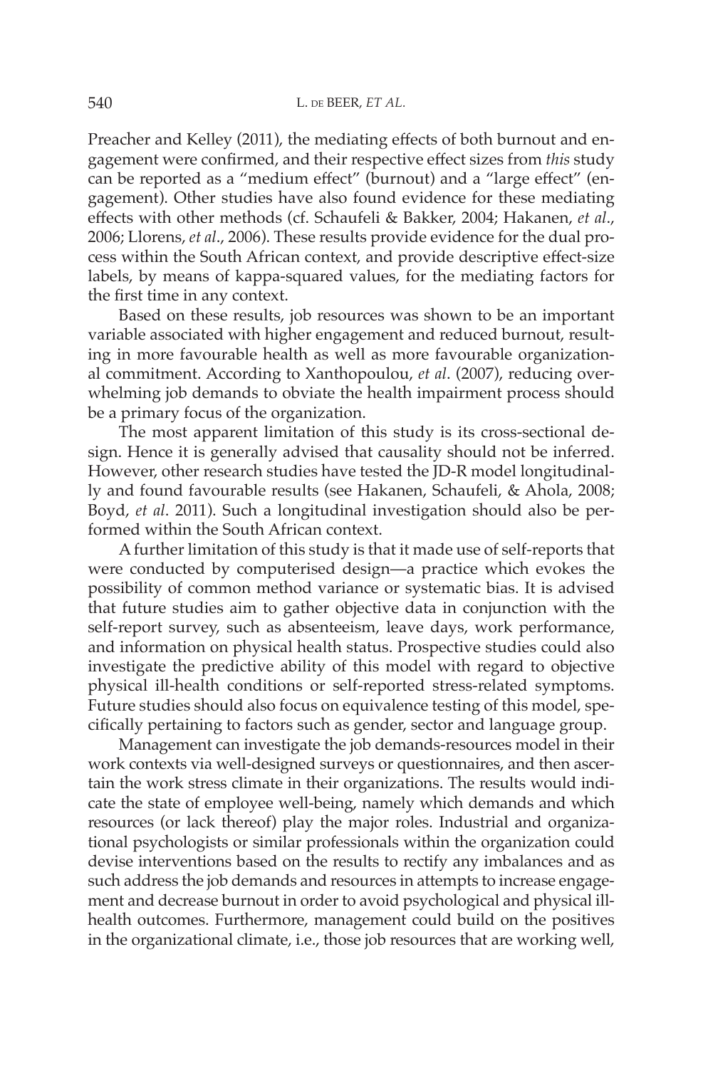Preacher and Kelley (2011), the mediating effects of both burnout and engagement were confirmed, and their respective effect sizes from *this* study can be reported as a "medium effect" (burnout) and a "large effect" (engagement). Other studies have also found evidence for these mediating effects with other methods (cf. Schaufeli & Bakker, 2004; Hakanen, *et al*., 2006; Llorens, *et al*., 2006). These results provide evidence for the dual process within the South African context, and provide descriptive effect-size labels, by means of kappa-squared values, for the mediating factors for the first time in any context.

Based on these results, job resources was shown to be an important variable associated with higher engagement and reduced burnout, resulting in more favourable health as well as more favourable organizational commitment. According to Xanthopoulou, *et al*. (2007), reducing overwhelming job demands to obviate the health impairment process should be a primary focus of the organization.

The most apparent limitation of this study is its cross-sectional design. Hence it is generally advised that causality should not be inferred. However, other research studies have tested the JD-R model longitudinally and found favourable results (see Hakanen, Schaufeli, & Ahola, 2008; Boyd, *et al*. 2011). Such a longitudinal investigation should also be performed within the South African context.

A further limitation of this study is that it made use of self-reports that were conducted by computerised design—a practice which evokes the possibility of common method variance or systematic bias. It is advised that future studies aim to gather objective data in conjunction with the self-report survey, such as absenteeism, leave days, work performance, and information on physical health status. Prospective studies could also investigate the predictive ability of this model with regard to objective physical ill-health conditions or self-reported stress-related symptoms. Future studies should also focus on equivalence testing of this model, specifically pertaining to factors such as gender, sector and language group.

Management can investigate the job demands-resources model in their work contexts via well-designed surveys or questionnaires, and then ascertain the work stress climate in their organizations. The results would indicate the state of employee well-being, namely which demands and which resources (or lack thereof) play the major roles. Industrial and organizational psychologists or similar professionals within the organization could devise interventions based on the results to rectify any imbalances and as such address the job demands and resources in attempts to increase engagement and decrease burnout in order to avoid psychological and physical ill-health outcomes. Furthermore, management could build on the positives in the organizational climate, i.e., those job resources that are working well,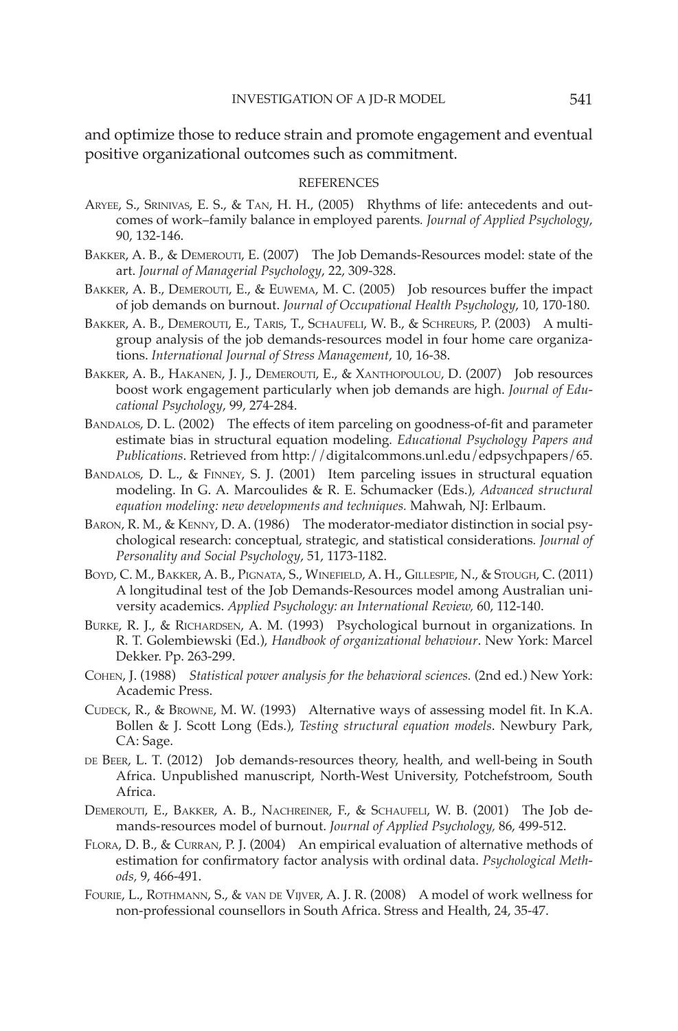and optimize those to reduce strain and promote engagement and eventual positive organizational outcomes such as commitment.

## REFERENCES

Aryee, S., Srinivas, E. S., & Tan, H. H., (2005) Rhythms of life: antecedents and outcomes of work–family balance in employed parents. *Journal of Applied Psychology*, 90, 132-146.

Bakker, A. B., & Demerouti, E. (2007) The Job Demands-Resources model: state of the art. *Journal of Managerial Psychology*, 22, 309-328.

Bakker, A. B., Demerouti, E., & Euwema, M. C. (2005) Job resources buffer the impact of job demands on burnout. *Journal of Occupational Health Psychology*, 10, 170-180.

Bakker, A. B., Demerouti, E., Taris, T., Schaufeli, W. B., & Schreurs, P. (2003) A multigroup analysis of the job demands-resources model in four home care organizations. *International Journal of Stress Management*, 10, 16-38.

Bakker, A. B., Hakanen, J. J., Demerouti, E., & Xanthopoulou, D. (2007) Job resources boost work engagement particularly when job demands are high. *Journal of Educational Psychology*, 99, 274-284.

Bandalos, D. L. (2002) The effects of item parceling on goodness-of-fit and parameter estimate bias in structural equation modeling. *Educational Psychology Papers and Publications*. Retrieved from http://digitalcommons.unl.edu/edpsychpapers/65.

Bandalos, D. L., & Finney, S. J. (2001) Item parceling issues in structural equation modeling. In G. A. Marcoulides & R. E. Schumacker (Eds.), *Advanced structural equation modeling: new developments and techniques.* Mahwah, NJ: Erlbaum.

Baron, R. M., & Kenny, D. A. (1986) The moderator-mediator distinction in social psychological research: conceptual, strategic, and statistical considerations. *Journal of Personality and Social Psychology*, 51, 1173-1182.

Boyd, C. M., Bakker, A. B., Pignata, S., Winefield, A. H., Gillespie, N., & Stough, C. (2011) A longitudinal test of the Job Demands-Resources model among Australian university academics. *Applied Psychology: an International Review,* 60, 112-140.

Burke, R. J., & Richardsen, A. M. (1993) Psychological burnout in organizations. In R. T. Golembiewski (Ed.), *Handbook of organizational behaviour*. New York: Marcel Dekker. Pp. 263-299.

Cohen, J. (1988) *Statistical power analysis for the behavioral sciences.* (2nd ed.) New York: Academic Press.

Cudeck, R., & Browne, M. W. (1993) Alternative ways of assessing model fit. In K.A. Bollen & J. Scott Long (Eds.), *Testing structural equation models*. Newbury Park, CA: Sage.

de Beer, L. T. (2012) Job demands-resources theory, health, and well-being in South Africa. Unpublished manuscript, North-West University, Potchefstroom, South Africa.

Demerouti, E., Bakker, A. B., Nachreiner, F., & Schaufeli, W. B. (2001) The Job demands-resources model of burnout. *Journal of Applied Psychology,* 86, 499-512.

Flora, D. B., & Curran, P. J. (2004) An empirical evaluation of alternative methods of estimation for confirmatory factor analysis with ordinal data. *Psychological Methods,* 9, 466-491.

Fourie, L., Rothmann, S., & van de Vijver, A. J. R. (2008) A model of work wellness for non-professional counsellors in South Africa. Stress and Health, 24, 35-47.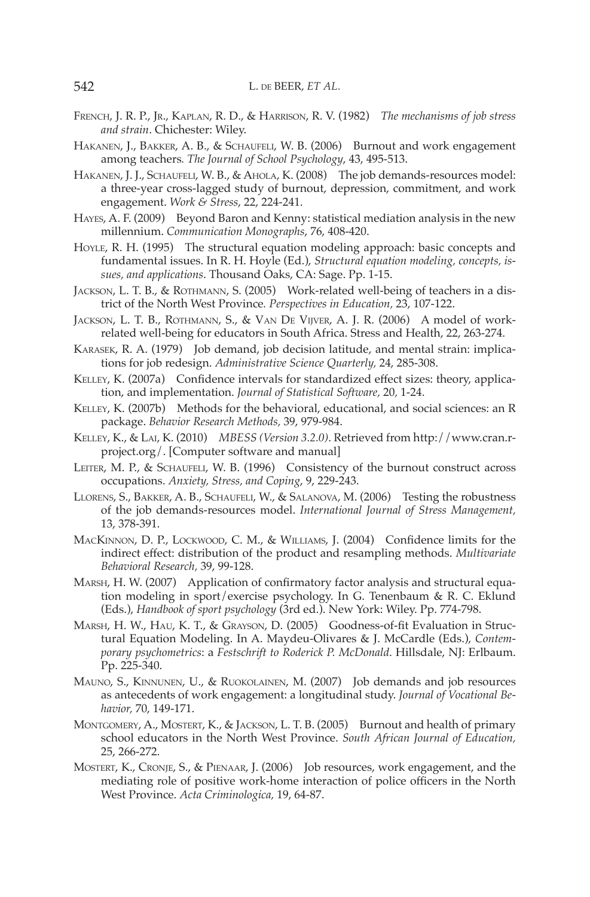French, J. R. P., Jr., Kaplan, R. D., & Harrison, R. V. (1982) *The mechanisms of job stress and strain*. Chichester: Wiley.

Hakanen, J., Bakker, A. B., & Schaufeli, W. B. (2006) Burnout and work engagement among teachers. *The Journal of School Psychology*, 43, 495-513.

Hakanen, J. J., Schaufeli, W. B., & Ahola, K. (2008) The job demands-resources model: a three-year cross-lagged study of burnout, depression, commitment, and work engagement. *Work & Stress*, 22, 224-241.

Hayes, A. F. (2009) Beyond Baron and Kenny: statistical mediation analysis in the new millennium. *Communication Monographs*, 76, 408-420.

Hoyle, R. H. (1995) The structural equation modeling approach: basic concepts and fundamental issues. In R. H. Hoyle (Ed.), *Structural equation modeling, concepts, issues, and applications*. Thousand Oaks, CA: Sage. Pp. 1-15.

Jackson, L. T. B., & Rothmann, S. (2005) Work-related well-being of teachers in a district of the North West Province. *Perspectives in Education,* 23, 107-122.

Jackson, L. T. B., Rothmann, S., & Van De Vijver, A. J. R. (2006) A model of work-related well-being for educators in South Africa. Stress and Health, 22, 263-274.

Karasek, R. A. (1979) Job demand, job decision latitude, and mental strain: implications for job redesign. *Administrative Science Quarterly,* 24, 285-308.

Kelley, K. (2007a) Confidence intervals for standardized effect sizes: theory, application, and implementation. *Journal of Statistical Software,* 20, 1-24.

Kelley, K. (2007b) Methods for the behavioral, educational, and social sciences: an R package. *Behavior Research Methods,* 39, 979-984.

Kelley, K., & Lai, K. (2010) *MBESS (Version 3.2.0)*. Retrieved from http://www.cran.r-project.org/. [Computer software and manual]

Leiter, M. P., & Schaufeli, W. B. (1996) Consistency of the burnout construct across occupations. *Anxiety, Stress, and Coping*, 9, 229-243.

Llorens, S., Bakker, A. B., Schaufeli, W., & Salanova, M. (2006) Testing the robustness of the job demands-resources model. *International Journal of Stress Management,* 13, 378-391.

MacKinnon, D. P., Lockwood, C. M., & Williams, J. (2004) Confidence limits for the indirect effect: distribution of the product and resampling methods. *Multivariate Behavioral Research,* 39, 99-128.

Marsh, H. W. (2007) Application of confirmatory factor analysis and structural equation modeling in sport/exercise psychology. In G. Tenenbaum & R. C. Eklund (Eds.), *Handbook of sport psychology* (3rd ed.). New York: Wiley. Pp. 774-798.

Marsh, H. W., Hau, K. T., & Grayson, D. (2005) Goodness-of-fit Evaluation in Structural Equation Modeling. In A. Maydeu-Olivares & J. McCardle (Eds.), *Contemporary psychometrics*: a *Festschrift to Roderick P. McDonald*. Hillsdale, NJ: Erlbaum. Pp. 225-340.

Mauno, S., Kinnunen, U., & Ruokolainen, M. (2007) Job demands and job resources as antecedents of work engagement: a longitudinal study. *Journal of Vocational Behavior,* 70, 149-171.

Montgomery, A., Mostert, K., & Jackson, L. T. B. (2005) Burnout and health of primary school educators in the North West Province. *South African Journal of Education,* 25, 266-272.

Mostert, K., Cronje, S., & Pienaar, J. (2006) Job resources, work engagement, and the mediating role of positive work-home interaction of police officers in the North West Province. *Acta Criminologica,* 19, 64-87.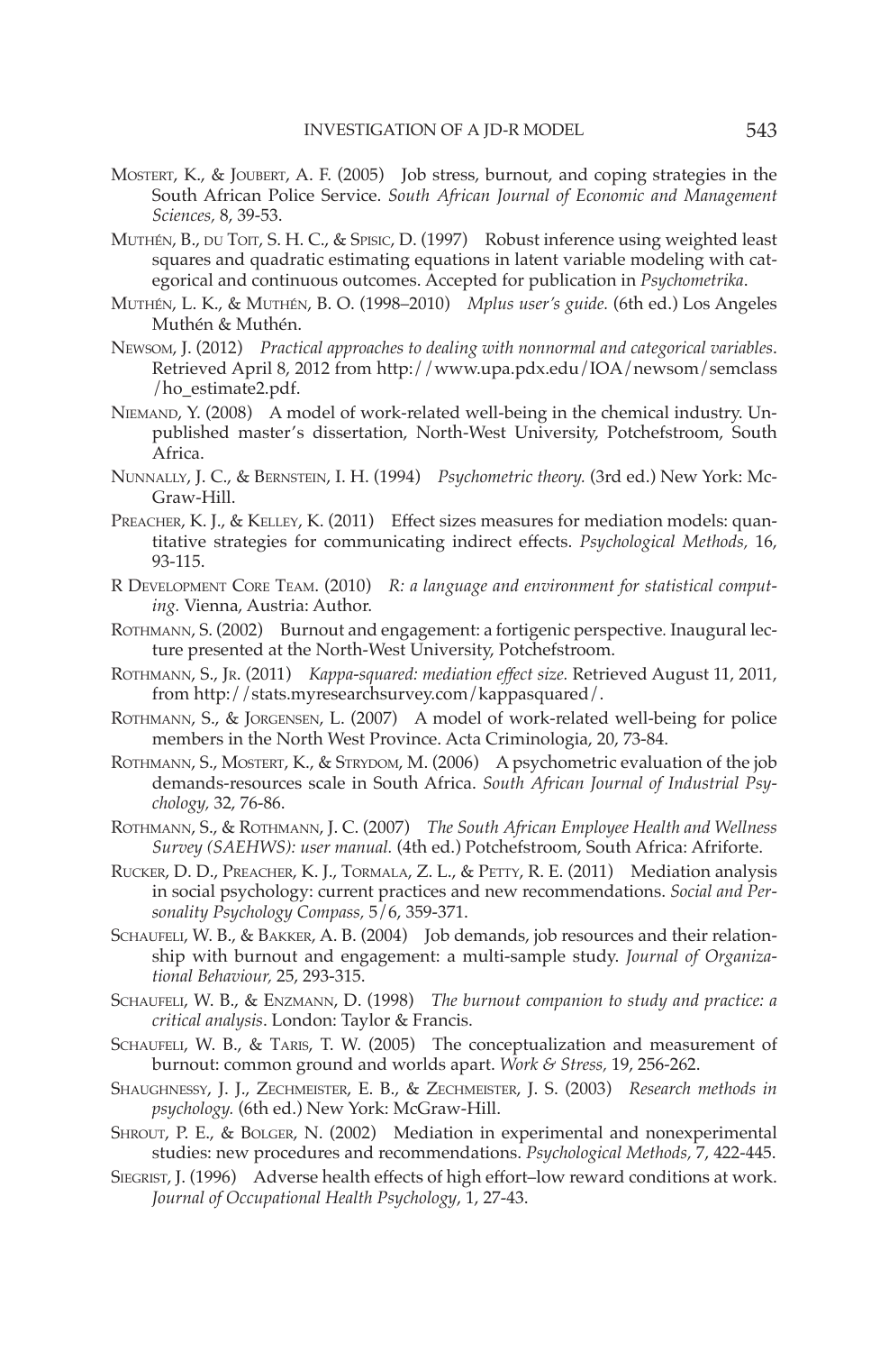Mostert, K., & Joubert, A. F. (2005) Job stress, burnout, and coping strategies in the South African Police Service. *South African Journal of Economic and Management Sciences,* 8, 39-53.

Muthén, B., du Toit, S. H. C., & Spisic, D. (1997) Robust inference using weighted least squares and quadratic estimating equations in latent variable modeling with categorical and continuous outcomes. Accepted for publication in *Psychometrika*.

Muthén, L. K., & Muthén, B. O. (1998–2010) *Mplus user's guide.* (6th ed.) Los Angeles Muthén & Muthén.

Newsom, J. (2012) *Practical approaches to dealing with nonnormal and categorical variables*. Retrieved April 8, 2012 from http://www.upa.pdx.edu/IOA/newsom/semclass/ho_estimate2.pdf.

Niemand, Y. (2008) A model of work-related well-being in the chemical industry. Unpublished master's dissertation, North-West University, Potchefstroom, South Africa.

Nunnally, J. C., & Bernstein, I. H. (1994) *Psychometric theory.* (3rd ed.) New York: McGraw-Hill.

Preacher, K. J., & Kelley, K. (2011) Effect sizes measures for mediation models: quantitative strategies for communicating indirect effects. *Psychological Methods,* 16, 93-115.

R Development Core Team. (2010) *R: a language and environment for statistical computing.* Vienna, Austria: Author.

Rothmann, S. (2002) Burnout and engagement: a fortigenic perspective. Inaugural lecture presented at the North-West University, Potchefstroom.

Rothmann, S., Jr. (2011) *Kappa-squared: mediation effect size.* Retrieved August 11, 2011, from http://stats.myresearchsurvey.com/kappasquared/.

Rothmann, S., & Jorgensen, L. (2007) A model of work-related well-being for police members in the North West Province. Acta Criminologia, 20, 73-84.

Rothmann, S., Mostert, K., & Strydom, M. (2006) A psychometric evaluation of the job demands-resources scale in South Africa. *South African Journal of Industrial Psychology,* 32, 76-86.

Rothmann, S., & Rothmann, J. C. (2007) *The South African Employee Health and Wellness Survey (SAEHWS): user manual.* (4th ed.) Potchefstroom, South Africa: Afriforte.

Rucker, D. D., Preacher, K. J., Tormala, Z. L., & Petty, R. E. (2011) Mediation analysis in social psychology: current practices and new recommendations. *Social and Personality Psychology Compass,* 5/6, 359-371.

Schaufeli, W. B., & Bakker, A. B. (2004) Job demands, job resources and their relationship with burnout and engagement: a multi-sample study. *Journal of Organizational Behaviour,* 25, 293-315.

Schaufeli, W. B., & Enzmann, D. (1998) *The burnout companion to study and practice: a critical analysis*. London: Taylor & Francis.

Schaufeli, W. B., & Taris, T. W. (2005) The conceptualization and measurement of burnout: common ground and worlds apart. *Work & Stress,* 19, 256-262.

Shaughnessy, J. J., Zechmeister, E. B., & Zechmeister, J. S. (2003) *Research methods in psychology.* (6th ed.) New York: McGraw-Hill.

Shrout, P. E., & Bolger, N. (2002) Mediation in experimental and nonexperimental studies: new procedures and recommendations. *Psychological Methods,* 7, 422-445.

Siegrist, J. (1996) Adverse health effects of high effort–low reward conditions at work. *Journal of Occupational Health Psychology*, 1, 27-43.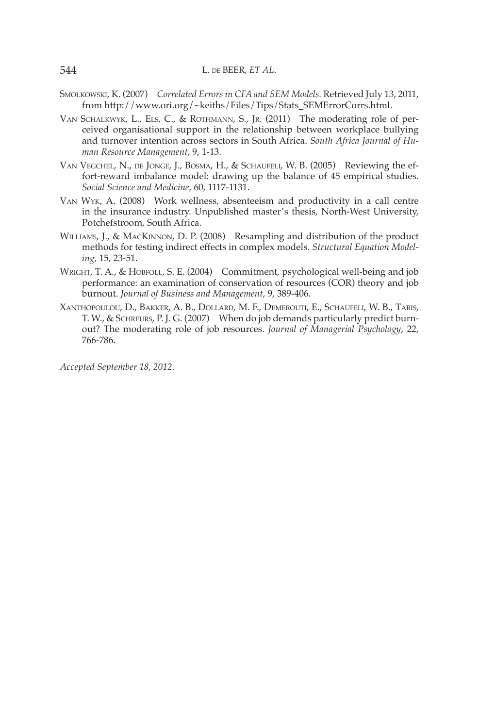SMOLKOWSKI, K. (2007) *Correlated Errors in CFA and SEM Models.* Retrieved July 13, 2011, from http://www.ori.org/~keiths/Files/Tips/Stats_SEMErrorCorrs.html.

VAN SCHALKWYK, L., ELS, C., & ROTHMANN, S., JR. (2011) The moderating role of perceived organisational support in the relationship between workplace bullying and turnover intention across sectors in South Africa. *South Africa Journal of Human Resource Management*, 9, 1-13.

VAN VEGCHEL, N., DE JONGE, J., BOSMA, H., & SCHAUFELI, W. B. (2005) Reviewing the effort-reward imbalance model: drawing up the balance of 45 empirical studies. *Social Science and Medicine*, 60, 1117-1131.

VAN WYK, A. (2008) Work wellness, absenteeism and productivity in a call centre in the insurance industry. Unpublished master's thesis, North-West University, Potchefstroom, South Africa.

WILLIAMS, J., & MACKINNON, D. P. (2008) Resampling and distribution of the product methods for testing indirect effects in complex models. *Structural Equation Modeling*, 15, 23-51.

WRIGHT, T. A., & HOBFOLL, S. E. (2004) Commitment, psychological well-being and job performance: an examination of conservation of resources (COR) theory and job burnout. *Journal of Business and Management*, 9, 389-406.

XANTHOPOULOU, D., BAKKER, A. B., DOLLARD, M. F., DEMEROUTI, E., SCHAUFELI, W. B., TARIS, T. W., & SCHREURS, P. J. G. (2007) When do job demands particularly predict burnout? The moderating role of job resources. *Journal of Managerial Psychology*, 22, 766-786.

*Accepted September 18, 2012.*